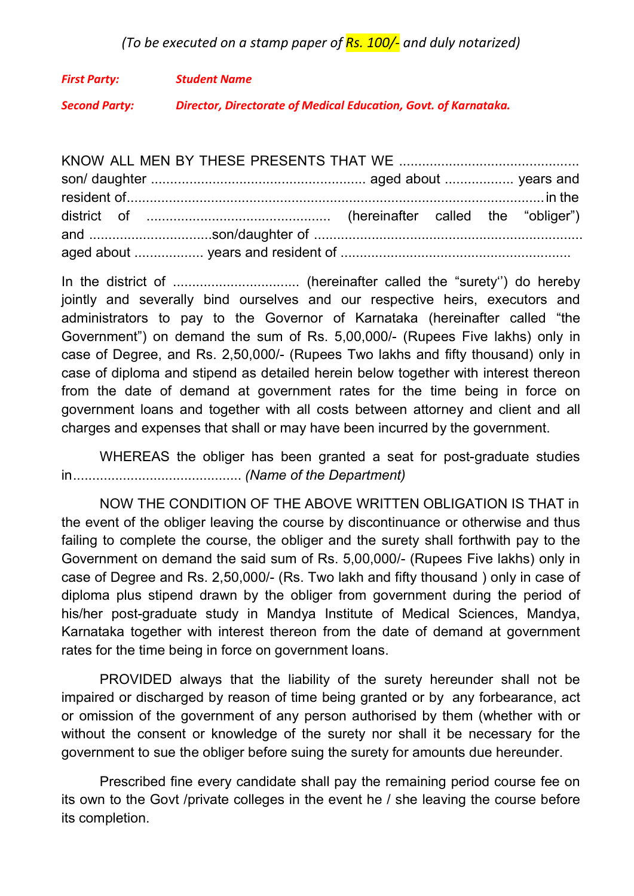*(To be executed on a stamp paper of Rs. 100/- and duly notarized)*

***First Party:*** ***Student Name***

***Second Party:*** ***Director, Directorate of Medical Education, Govt. of Karnataka.***

KNOW ALL MEN BY THESE PRESENTS THAT WE .............................................. son/ daughter ........................................................ aged about .................. years and resident of..............................................................................................................in the district of ............................................... (hereinafter called the "obliger") and ................................son/daughter of ..................................................................... aged about .................. years and resident of ...........................................................

In the district of ................................ (hereinafter called the "surety'') do hereby jointly and severally bind ourselves and our respective heirs, executors and administrators to pay to the Governor of Karnataka (hereinafter called "the Government") on demand the sum of Rs. 5,00,000/- (Rupees Five lakhs) only in case of Degree, and Rs. 2,50,000/- (Rupees Two lakhs and fifty thousand) only in case of diploma and stipend as detailed herein below together with interest thereon from the date of demand at government rates for the time being in force on government loans and together with all costs between attorney and client and all charges and expenses that shall or may have been incurred by the government.

WHEREAS the obliger has been granted a seat for post-graduate studies in............................................ *(Name of the Department)*

NOW THE CONDITION OF THE ABOVE WRITTEN OBLIGATION IS THAT in the event of the obliger leaving the course by discontinuance or otherwise and thus failing to complete the course, the obliger and the surety shall forthwith pay to the Government on demand the said sum of Rs. 5,00,000/- (Rupees Five lakhs) only in case of Degree and Rs. 2,50,000/- (Rs. Two lakh and fifty thousand ) only in case of diploma plus stipend drawn by the obliger from government during the period of his/her post-graduate study in Mandya Institute of Medical Sciences, Mandya, Karnataka together with interest thereon from the date of demand at government rates for the time being in force on government loans.

PROVIDED always that the liability of the surety hereunder shall not be impaired or discharged by reason of time being granted or by any forbearance, act or omission of the government of any person authorised by them (whether with or without the consent or knowledge of the surety nor shall it be necessary for the government to sue the obliger before suing the surety for amounts due hereunder.

Prescribed fine every candidate shall pay the remaining period course fee on its own to the Govt /private colleges in the event he / she leaving the course before its completion.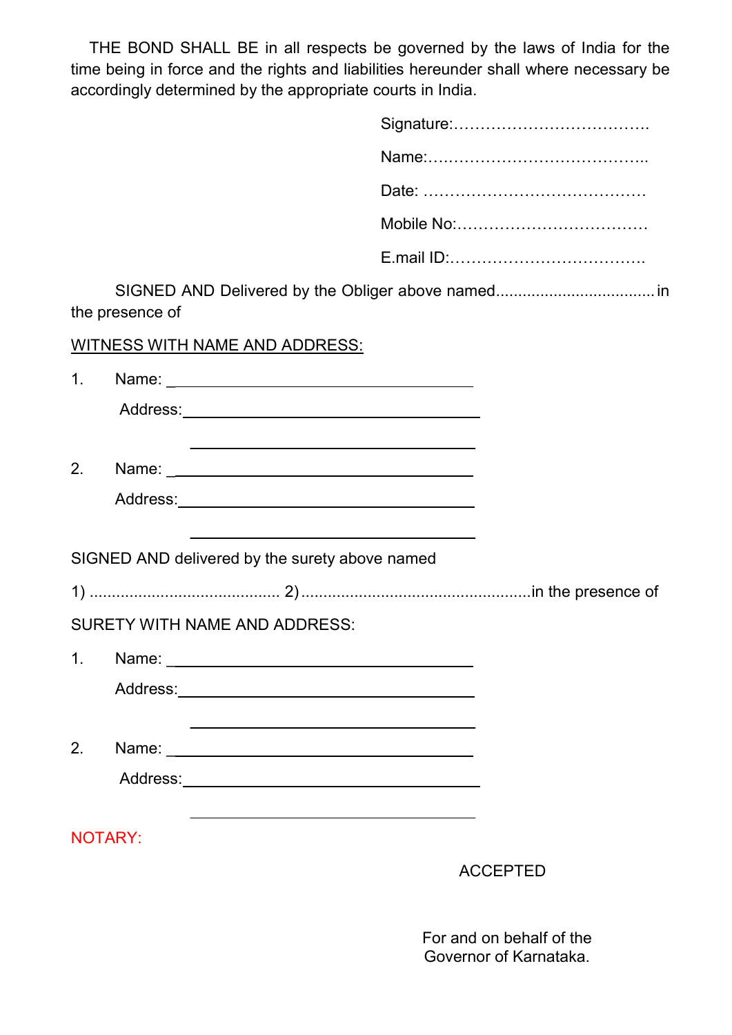THE BOND SHALL BE in all respects be governed by the laws of India for the time being in force and the rights and liabilities hereunder shall where necessary be accordingly determined by the appropriate courts in India.

Signature:……………………………….

Name:…………………………………..

Date: ……………………………………

Mobile No:………………………………

E.mail ID:……………………………….

SIGNED AND Delivered by the Obliger above named.................................... in the presence of

<u>WITNESS WITH NAME AND ADDRESS:</u>

1. Name: ______________________________

   Address:______________________________

   ______________________________

2. Name: ______________________________

   Address:______________________________

   ______________________________

SIGNED AND delivered by the surety above named

1) .......................................... 2)...................................................in the presence of

SURETY WITH NAME AND ADDRESS:

1. Name: ______________________________

   Address:______________________________

   ______________________________

2. Name: ______________________________

   Address:______________________________

   ______________________________

NOTARY:

ACCEPTED

For and on behalf of the
Governor of Karnataka.